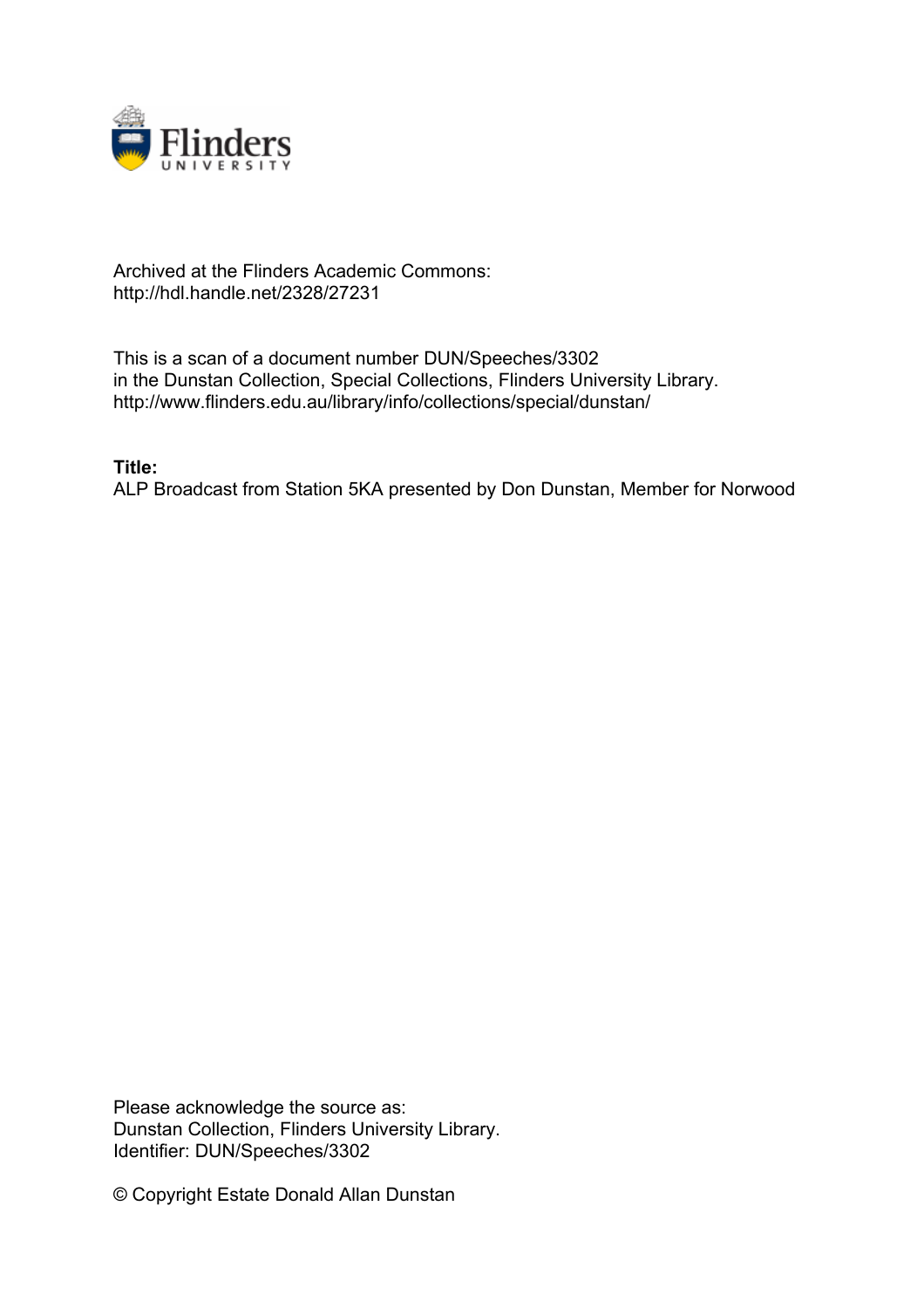Archived at the Flinders Academic Commons:
http://hdl.handle.net/2328/27231

This is a scan of a document number DUN/Speeches/3302
in the Dunstan Collection, Special Collections, Flinders University Library.
http://www.flinders.edu.au/library/info/collections/special/dunstan/

**Title:**
ALP Broadcast from Station 5KA presented by Don Dunstan, Member for Norwood

Please acknowledge the source as:
Dunstan Collection, Flinders University Library.
Identifier: DUN/Speeches/3302

© Copyright Estate Donald Allan Dunstan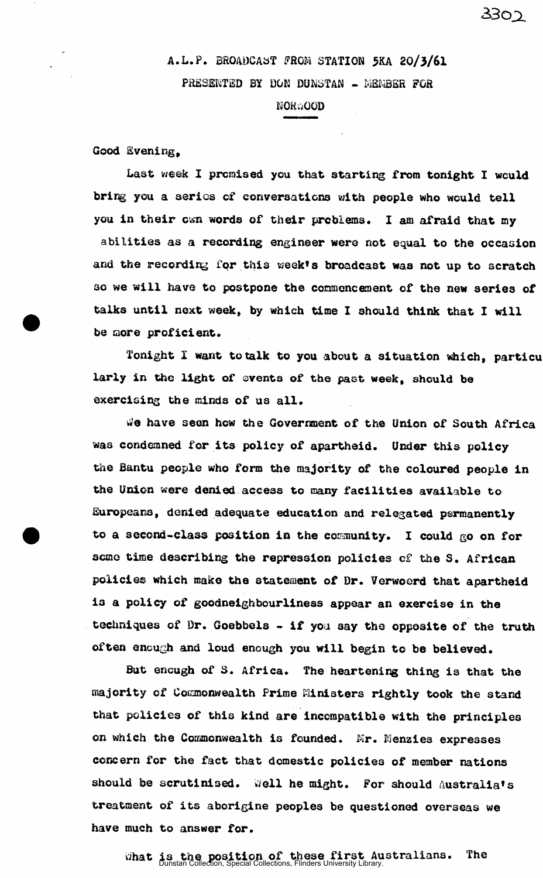A.L.P. BROADCAST FROM STATION 5KA 20/3/61

PRESENTED BY DON DUNSTAN - MEMBER FOR

NORWOOD

Good Evening,

Last week I promised you that starting from tonight I would bring you a series of conversations with people who would tell you in their own words of their problems. I am afraid that my abilities as a recording engineer were not equal to the occasion and the recording for this week's broadcast was not up to scratch so we will have to postpone the commencement of the new series of talks until next week, by which time I should think that I will be more proficient.

Tonight I want to talk to you about a situation which, particularly in the light of events of the past week, should be exercising the minds of us all.

We have seen how the Government of the Union of South Africa was condemned for its policy of apartheid. Under this policy the Bantu people who form the majority of the coloured people in the Union were denied access to many facilities available to Europeans, denied adequate education and relegated permanently to a second-class position in the community. I could go on for some time describing the repression policies of the S. African policies which make the statement of Dr. Verwoerd that apartheid is a policy of goodneighbourliness appear an exercise in the techniques of Dr. Goebbels - if you say the opposite of the truth often enough and loud enough you will begin to be believed.

But enough of S. Africa. The heartening thing is that the majority of Commonwealth Prime Ministers rightly took the stand that policies of this kind are incompatible with the principles on which the Commonwealth is founded. Mr. Menzies expresses concern for the fact that domestic policies of member nations should be scrutinised. Well he might. For should Australia's treatment of its aborigine peoples be questioned overseas we have much to answer for.

What is the position of these first Australians. The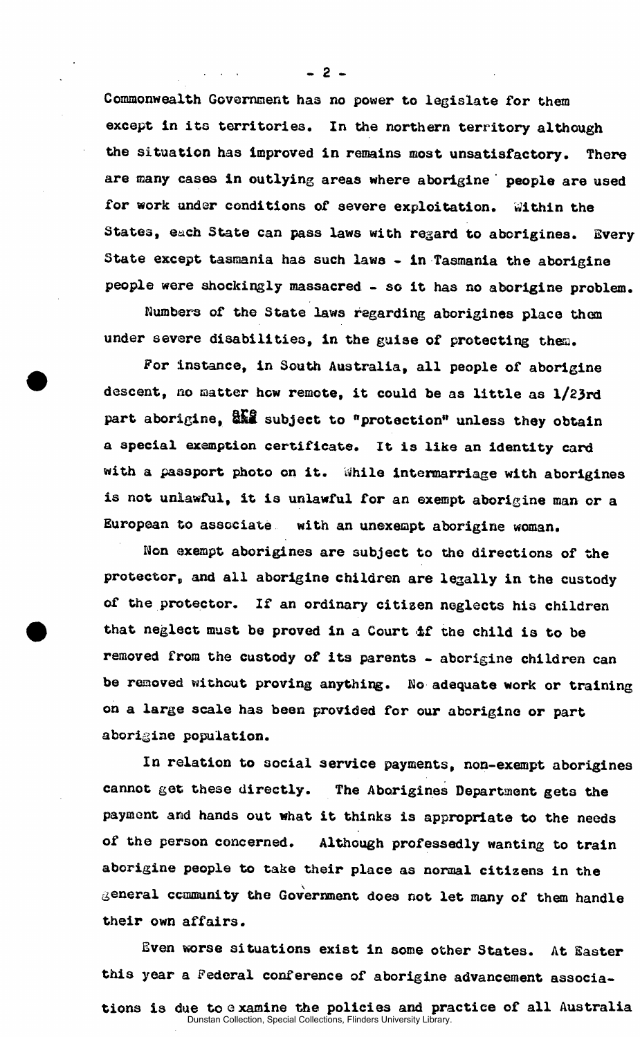Commonwealth Government has no power to legislate for them except in its territories. In the northern territory although the situation has improved in remains most unsatisfactory. There are many cases in outlying areas where aborigine people are used for work under conditions of severe exploitation. Within the States, each State can pass laws with regard to aborigines. Every State except tasmania has such laws - in Tasmania the aborigine people were shockingly massacred - so it has no aborigine problem.

Numbers of the State laws regarding aborigines place them under severe disabilities, in the guise of protecting them.

For instance, in South Australia, all people of aborigine descent, no matter how remote, it could be as little as 1/23rd part aborigine, are subject to "protection" unless they obtain a special exemption certificate. It is like an identity card with a passport photo on it. While intermarriage with aborigines is not unlawful, it is unlawful for an exempt aborigine man or a European to associate with an unexempt aborigine woman.

Non exempt aborigines are subject to the directions of the protector, and all aborigine children are legally in the custody of the protector. If an ordinary citizen neglects his children that neglect must be proved in a Court if the child is to be removed from the custody of its parents - aborigine children can be removed without proving anything. No adequate work or training on a large scale has been provided for our aborigine or part aborigine population.

In relation to social service payments, non-exempt aborigines cannot get these directly. The Aborigines Department gets the payment and hands out what it thinks is appropriate to the needs of the person concerned. Although professedly wanting to train aborigine people to take their place as normal citizens in the general community the Government does not let many of them handle their own affairs.

Even worse situations exist in some other States. At Easter this year a Federal conference of aborigine advancement associations is due to examine the policies and practice of all Australia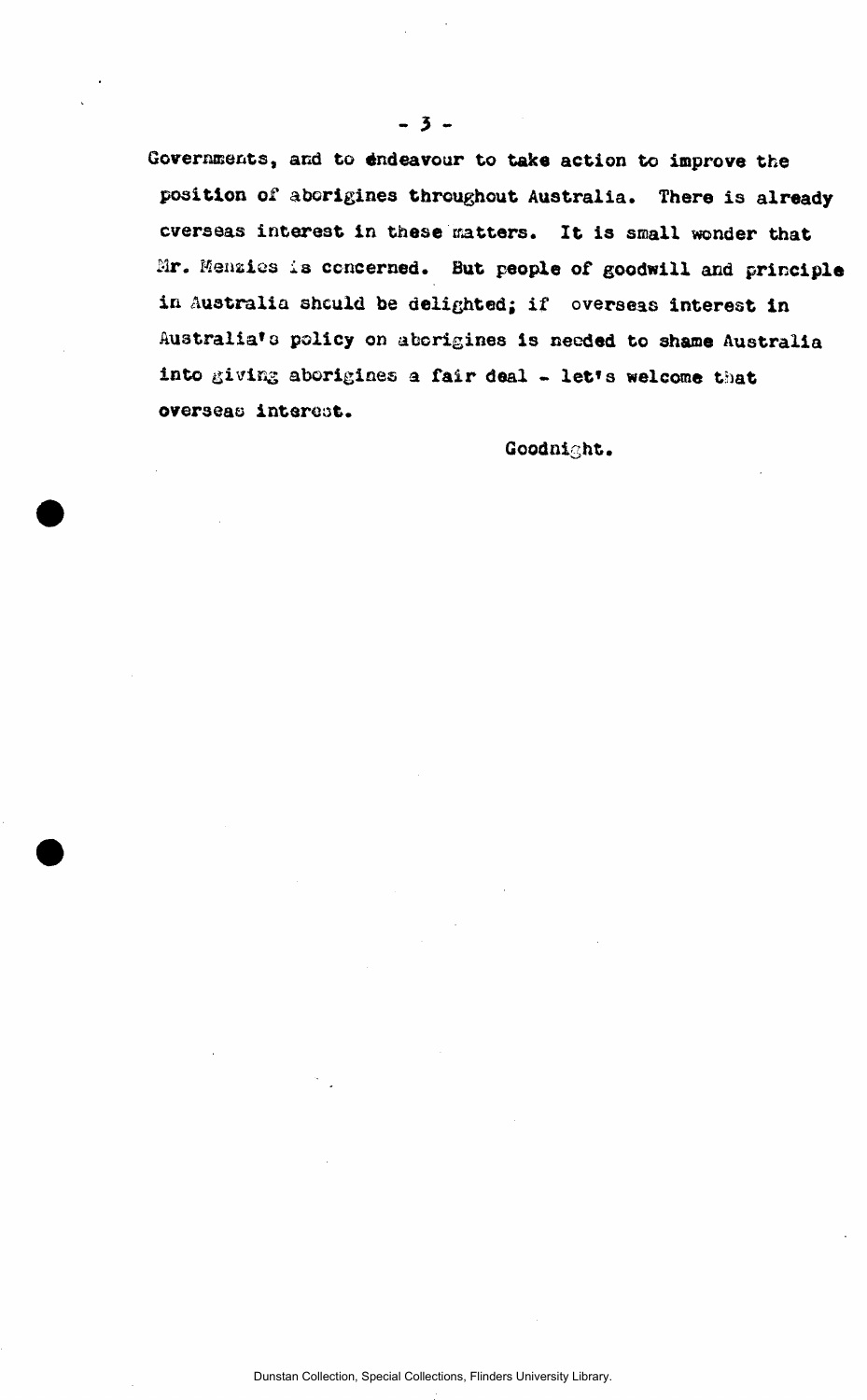Governments, and to endeavour to take action to improve the position of aborigines throughout Australia. There is already overseas interest in these matters. It is small wonder that Mr. Menzies is concerned. But people of goodwill and principle in Australia should be delighted; if overseas interest in Australia's policy on aborigines is needed to shame Australia into giving aborigines a fair deal - let's welcome that overseas interest.

Goodnight.

Dunstan Collection, Special Collections, Flinders University Library.